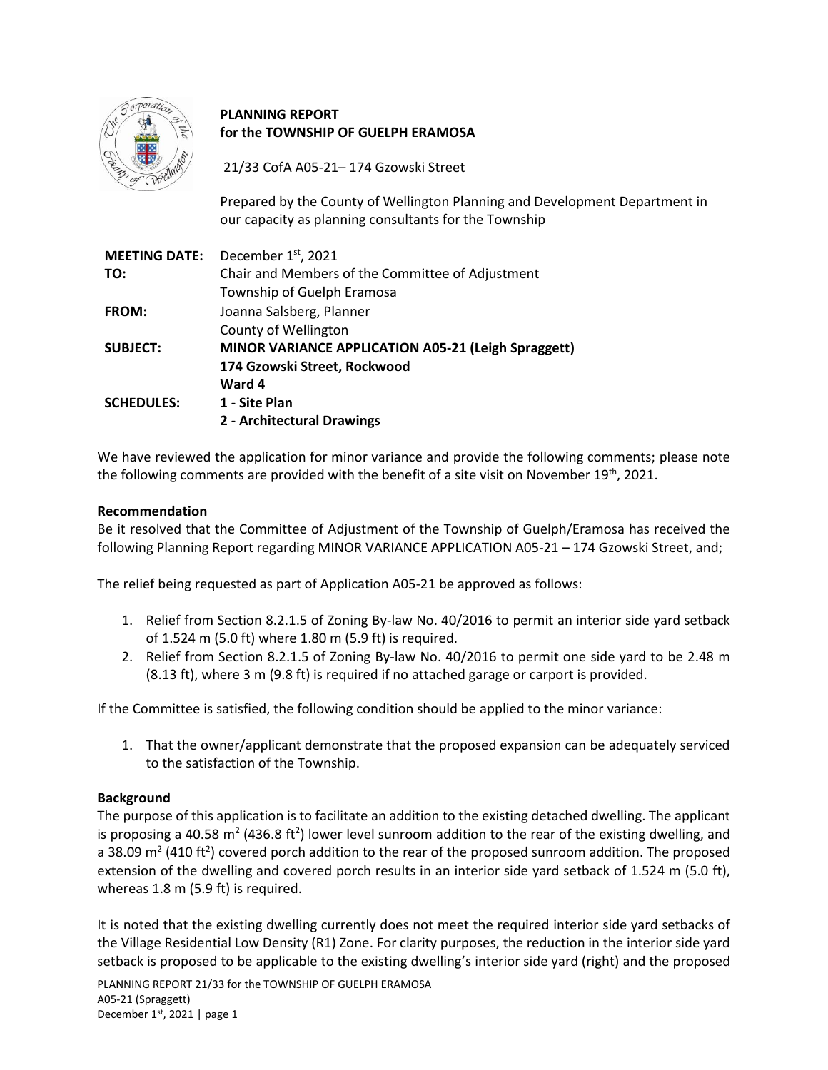**PLANNING REPORT**
**for the TOWNSHIP OF GUELPH ERAMOSA**

21/33 CofA A05-21– 174 Gzowski Street

Prepared by the County of Wellington Planning and Development Department in our capacity as planning consultants for the Township

| | |
|---|---|
| **MEETING DATE:** | December 1st, 2021 |
| **TO:** | Chair and Members of the Committee of Adjustment<br>Township of Guelph Eramosa |
| **FROM:** | Joanna Salsberg, Planner<br>County of Wellington |
| **SUBJECT:** | **MINOR VARIANCE APPLICATION A05-21 (Leigh Spraggett)**<br>**174 Gzowski Street, Rockwood**<br>**Ward 4** |
| **SCHEDULES:** | **1 - Site Plan**<br>**2 - Architectural Drawings** |

We have reviewed the application for minor variance and provide the following comments; please note the following comments are provided with the benefit of a site visit on November 19th, 2021.

**Recommendation**

Be it resolved that the Committee of Adjustment of the Township of Guelph/Eramosa has received the following Planning Report regarding MINOR VARIANCE APPLICATION A05-21 – 174 Gzowski Street, and;

The relief being requested as part of Application A05-21 be approved as follows:

1. Relief from Section 8.2.1.5 of Zoning By-law No. 40/2016 to permit an interior side yard setback of 1.524 m (5.0 ft) where 1.80 m (5.9 ft) is required.
2. Relief from Section 8.2.1.5 of Zoning By-law No. 40/2016 to permit one side yard to be 2.48 m (8.13 ft), where 3 m (9.8 ft) is required if no attached garage or carport is provided.

If the Committee is satisfied, the following condition should be applied to the minor variance:

1. That the owner/applicant demonstrate that the proposed expansion can be adequately serviced to the satisfaction of the Township.

**Background**

The purpose of this application is to facilitate an addition to the existing detached dwelling. The applicant is proposing a 40.58 $m^2$ (436.8 $ft^2$) lower level sunroom addition to the rear of the existing dwelling, and a 38.09 $m^2$ (410 $ft^2$) covered porch addition to the rear of the proposed sunroom addition. The proposed extension of the dwelling and covered porch results in an interior side yard setback of 1.524 m (5.0 ft), whereas 1.8 m (5.9 ft) is required.

It is noted that the existing dwelling currently does not meet the required interior side yard setbacks of the Village Residential Low Density (R1) Zone. For clarity purposes, the reduction in the interior side yard setback is proposed to be applicable to the existing dwelling's interior side yard (right) and the proposed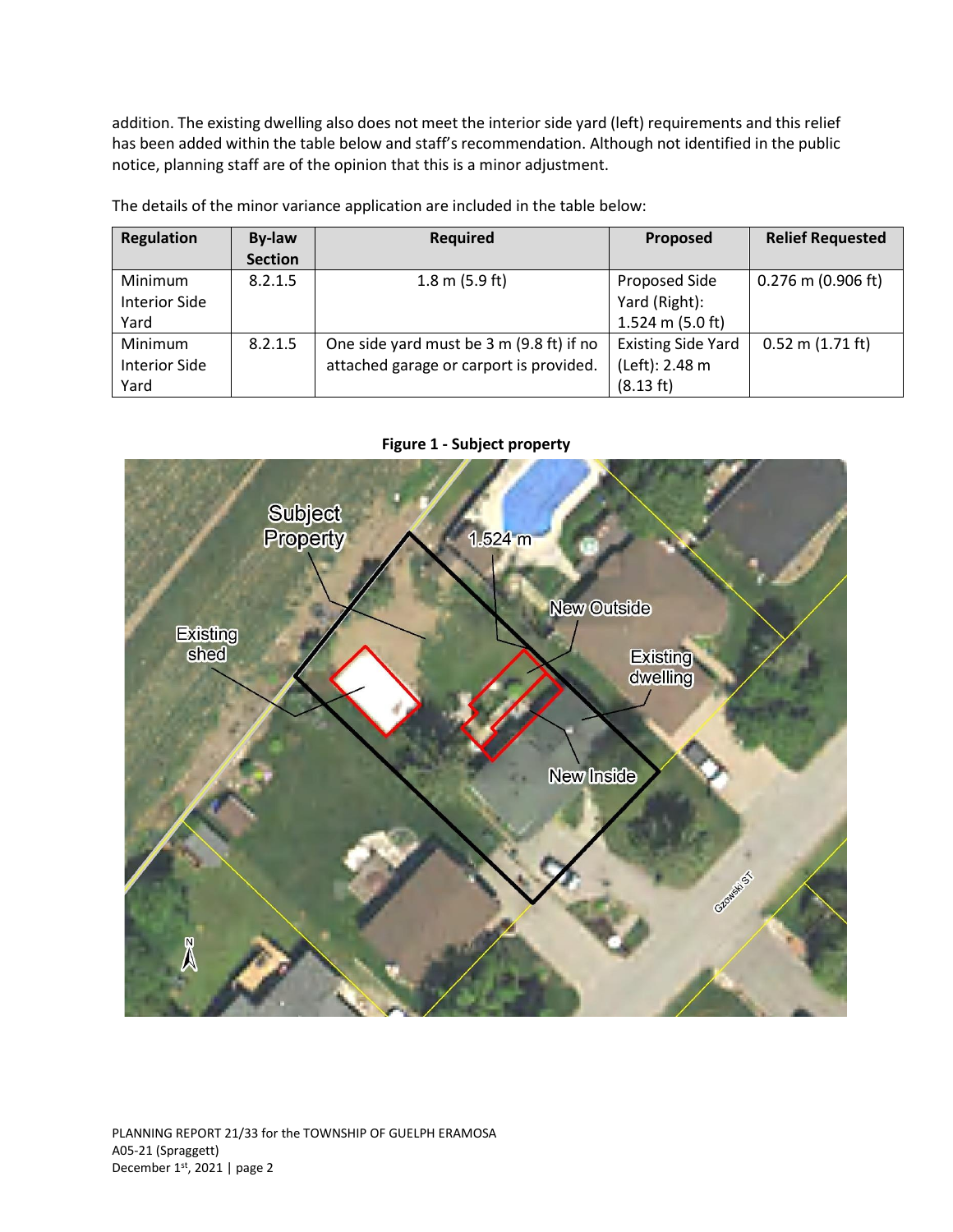addition. The existing dwelling also does not meet the interior side yard (left) requirements and this relief has been added within the table below and staff's recommendation. Although not identified in the public notice, planning staff are of the opinion that this is a minor adjustment.

The details of the minor variance application are included in the table below:

| Regulation | By-law Section | Required | Proposed | Relief Requested |
|---|---|---|---|---|
| Minimum Interior Side Yard | 8.2.1.5 | 1.8 m (5.9 ft) | Proposed Side Yard (Right): 1.524 m (5.0 ft) | 0.276 m (0.906 ft) |
| Minimum Interior Side Yard | 8.2.1.5 | One side yard must be 3 m (9.8 ft) if no attached garage or carport is provided. | Existing Side Yard (Left): 2.48 m (8.13 ft) | 0.52 m (1.71 ft) |

**Figure 1 - Subject property**

Subject Property
1.524 m
New Outside
Existing shed
Existing dwelling
New Inside
Gzowski ST
N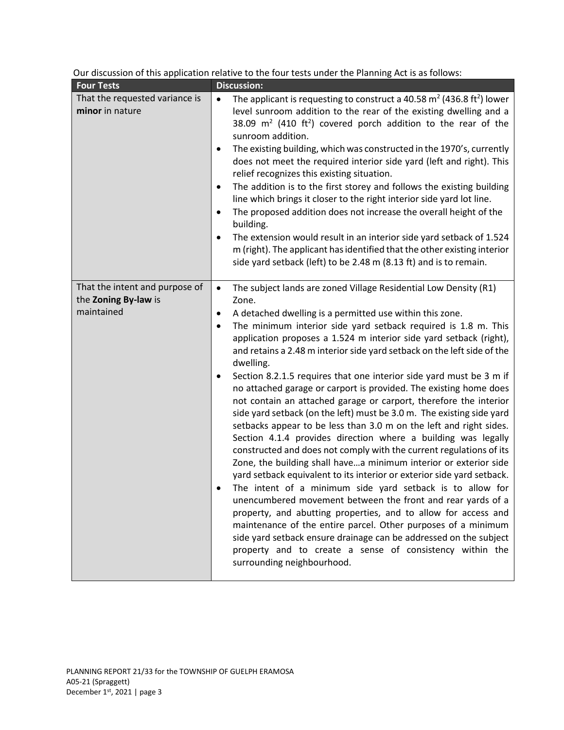Our discussion of this application relative to the four tests under the Planning Act is as follows:

| Four Tests | Discussion: |
|---|---|
| That the requested variance is **minor** in nature | • The applicant is requesting to construct a 40.58 $m^2$ (436.8 $ft^2$) lower level sunroom addition to the rear of the existing dwelling and a 38.09 $m^2$ (410 $ft^2$) covered porch addition to the rear of the sunroom addition.<br>• The existing building, which was constructed in the 1970's, currently does not meet the required interior side yard (left and right). This relief recognizes this existing situation.<br>• The addition is to the first storey and follows the existing building line which brings it closer to the right interior side yard lot line.<br>• The proposed addition does not increase the overall height of the building.<br>• The extension would result in an interior side yard setback of 1.524 m (right). The applicant has identified that the other existing interior side yard setback (left) to be 2.48 m (8.13 ft) and is to remain. |
| That the intent and purpose of the **Zoning By-law** is maintained | • The subject lands are zoned Village Residential Low Density (R1) Zone.<br>• A detached dwelling is a permitted use within this zone.<br>• The minimum interior side yard setback required is 1.8 m. This application proposes a 1.524 m interior side yard setback (right), and retains a 2.48 m interior side yard setback on the left side of the dwelling.<br>• Section 8.2.1.5 requires that one interior side yard must be 3 m if no attached garage or carport is provided. The existing home does not contain an attached garage or carport, therefore the interior side yard setback (on the left) must be 3.0 m. The existing side yard setbacks appear to be less than 3.0 m on the left and right sides. Section 4.1.4 provides direction where a building was legally constructed and does not comply with the current regulations of its Zone, the building shall have…a minimum interior or exterior side yard setback equivalent to its interior or exterior side yard setback.<br>• The intent of a minimum side yard setback is to allow for unencumbered movement between the front and rear yards of a property, and abutting properties, and to allow for access and maintenance of the entire parcel. Other purposes of a minimum side yard setback ensure drainage can be addressed on the subject property and to create a sense of consistency within the surrounding neighbourhood. |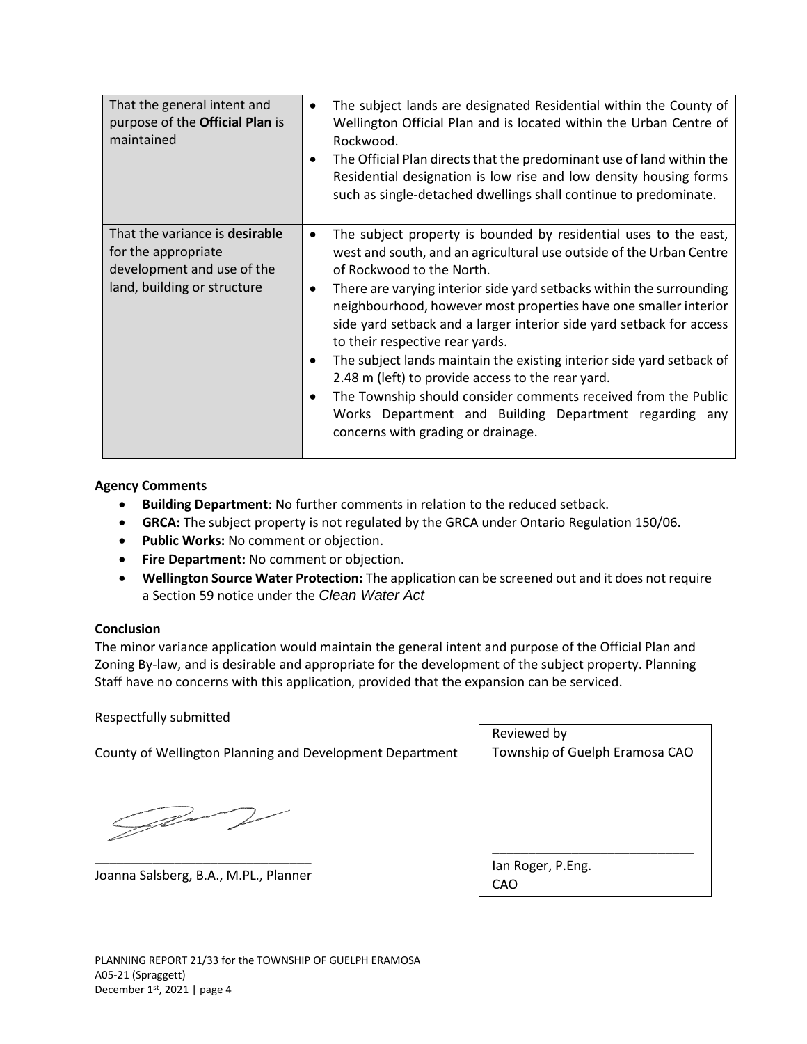| | |
|---|---|
| That the general intent and purpose of the **Official Plan** is maintained | • The subject lands are designated Residential within the County of Wellington Official Plan and is located within the Urban Centre of Rockwood.<br>• The Official Plan directs that the predominant use of land within the Residential designation is low rise and low density housing forms such as single-detached dwellings shall continue to predominate. |
| That the variance is **desirable** for the appropriate development and use of the land, building or structure | • The subject property is bounded by residential uses to the east, west and south, and an agricultural use outside of the Urban Centre of Rockwood to the North.<br>• There are varying interior side yard setbacks within the surrounding neighbourhood, however most properties have one smaller interior side yard setback and a larger interior side yard setback for access to their respective rear yards.<br>• The subject lands maintain the existing interior side yard setback of 2.48 m (left) to provide access to the rear yard.<br>• The Township should consider comments received from the Public Works Department and Building Department regarding any concerns with grading or drainage. |

**Agency Comments**

- **Building Department**: No further comments in relation to the reduced setback.
- **GRCA:** The subject property is not regulated by the GRCA under Ontario Regulation 150/06.
- **Public Works:** No comment or objection.
- **Fire Department:** No comment or objection.
- **Wellington Source Water Protection:** The application can be screened out and it does not require a Section 59 notice under the *Clean Water Act*

**Conclusion**

The minor variance application would maintain the general intent and purpose of the Official Plan and Zoning By-law, and is desirable and appropriate for the development of the subject property. Planning Staff have no concerns with this application, provided that the expansion can be serviced.

Respectfully submitted

County of Wellington Planning and Development Department

Joanna Salsberg, B.A., M.PL., Planner

Reviewed by
Township of Guelph Eramosa CAO

Ian Roger, P.Eng.
CAO

PLANNING REPORT 21/33 for the TOWNSHIP OF GUELPH ERAMOSA
A05-21 (Spraggett)
December 1st, 2021 | page 4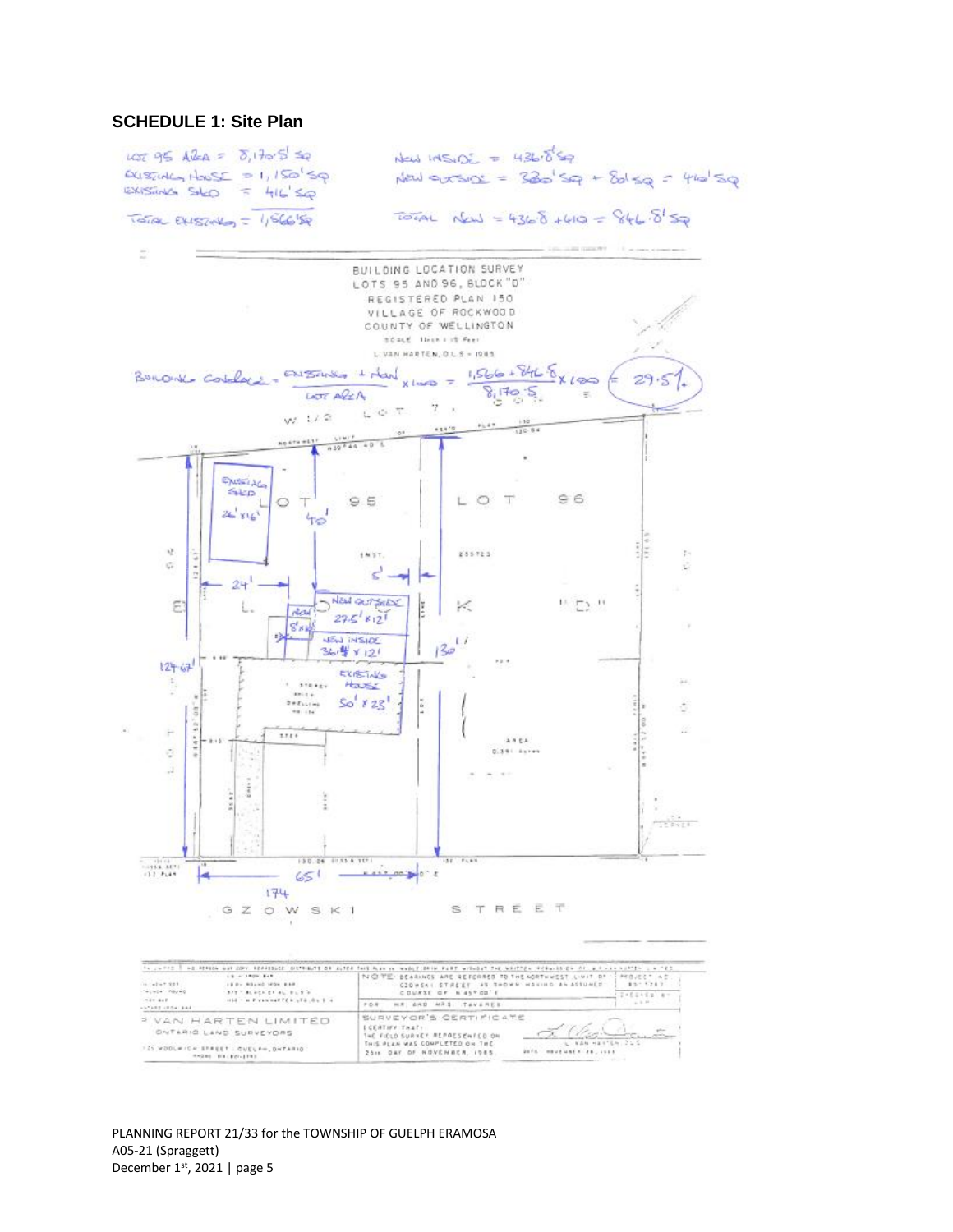## SCHEDULE 1: Site Plan

LOT 95 AREA = 8,170.5' SQ
EXISTING HOUSE = 1,150' SQ
EXISTING SHED = 416' SQ
TOTAL EXISTING = 1,566' SQ

NEW INSIDE = 436.8' SQ
NEW OUTSIDE = 330' SQ + 80' SQ = 410' SQ
TOTAL NEW = 436.8 + 410 = 846.8' SQ

BUILDING LOCATION SURVEY
LOTS 95 AND 96, BLOCK "D"
REGISTERED PLAN 150
VILLAGE OF ROCKWOOD
COUNTY OF WELLINGTON
SCALE 1 INCH = 15 FEET
L. VAN HARTEN, O.L.S. – 1985

BUILDING COVERAGE = (EXISTING + NEW) / LOT AREA × 100 = (1,566 + 846.8) / 8,170.5 × 100 = 29.5%

EXISTING SHED 26' × 16'
LOT 95
40'
LOT 96
24'
5'
NEW 8' × 10'
NEW OUTSIDE 27.5' × 12'
NEW INSIDE 36.4' × 12'
EXISTING HOUSE 50' × 23'
1 STOREY BRICK DWELLING
130'
124.67'
AREA 0.391 ACRES
65'
174

GZOWSKI STREET

NOTE: BEARINGS ARE REFERRED TO THE NORTHWEST LIMIT OF GZOWSKI STREET AS SHOWN HAVING AN ASSUMED COURSE OF N 45° 00' E

FOR MR. AND MRS. TAVARES

VAN HARTEN LIMITED
ONTARIO LAND SURVEYORS
423 WOOLWICH STREET – GUELPH, ONTARIO

SURVEYOR'S CERTIFICATE
I CERTIFY THAT:
THE FIELD SURVEY REPRESENTED ON THIS PLAN WAS COMPLETED ON THE 25th DAY OF NOVEMBER, 1985.
L. VAN HARTEN, O.L.S.

PLANNING REPORT 21/33 for the TOWNSHIP OF GUELPH ERAMOSA
A05-21 (Spraggett)
December 1st, 2021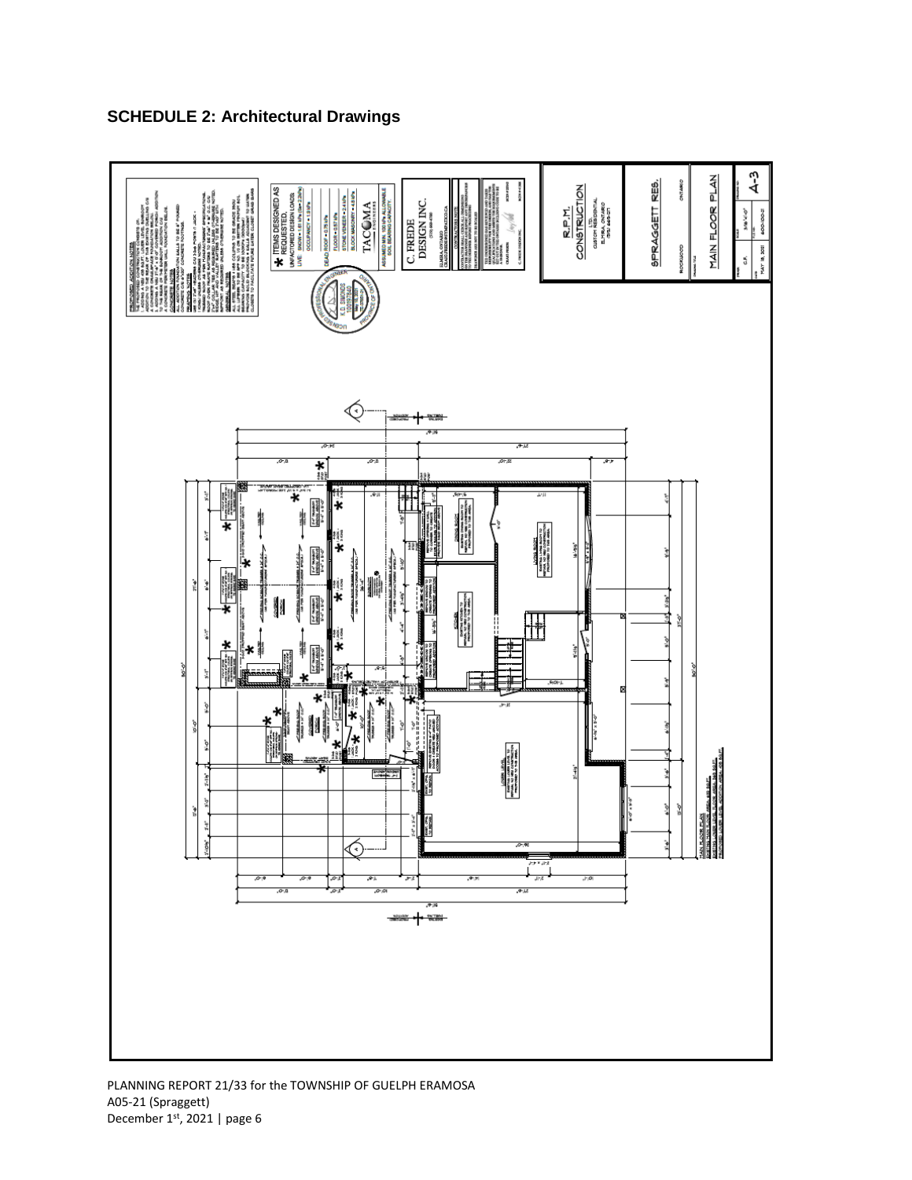# SCHEDULE 2: Architectural Drawings

R.P.M. CONSTRUCTION LTD.
GUELPH RESIDENTIAL
ELMIRA, ONTARIO

SPRAGGETT RES.

ROCKWOOD ONTARIO

MAIN FLOOR PLAN

A-3

MAY 18, 2021

C. FREDE DESIGN INC.

TACOMA

ITEMS DESIGNED AS REQUESTED.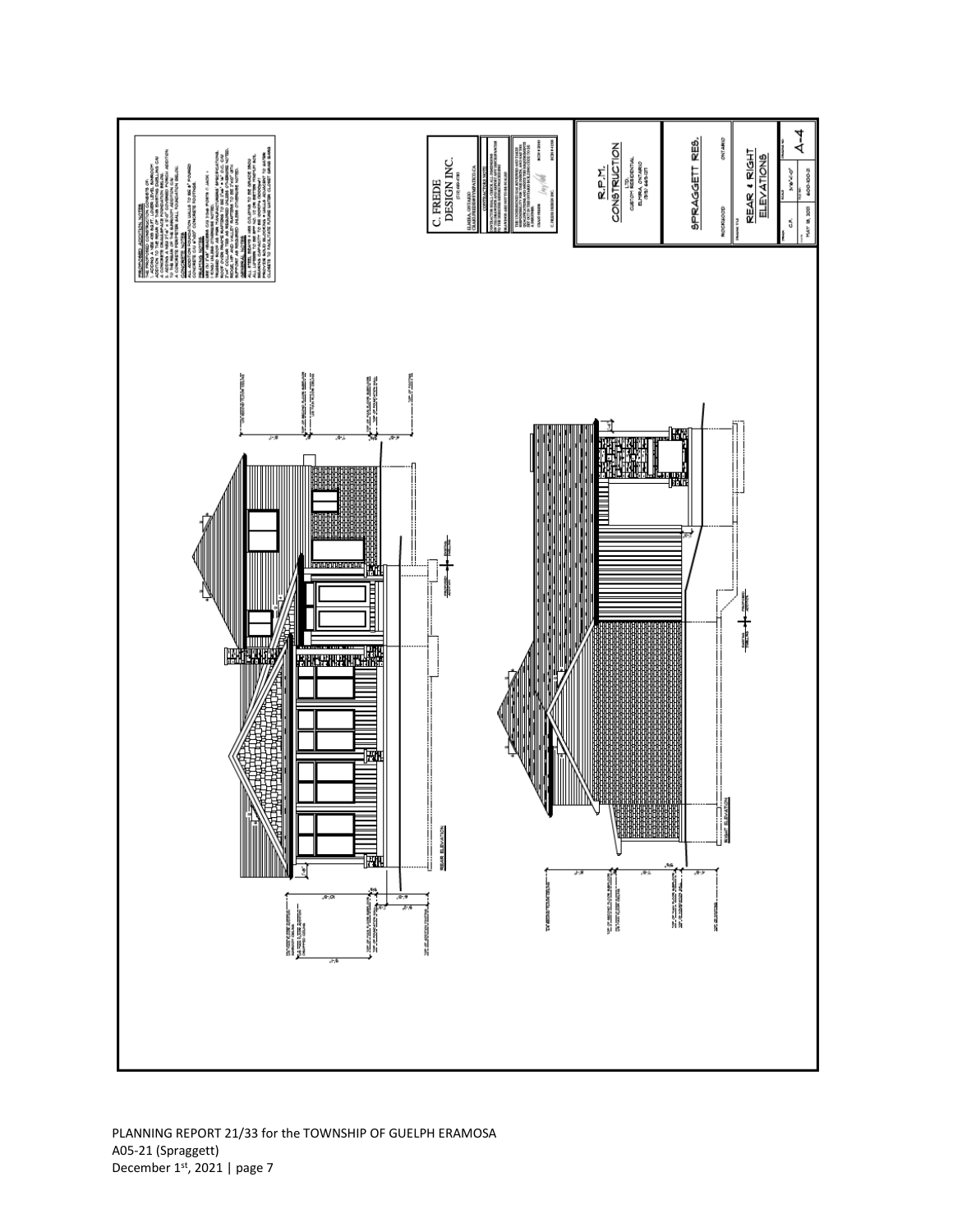C. FREDE DESIGN INC.

ELMIRA, ONTARIO

R.P.M. CONSTRUCTION LTD.

CUSTOM RESIDENTIAL

ELMIRA, ONTARIO

SPRAGGETT RES.

ROCKWOOD ONTARIO

REAR & RIGHT ELEVATIONS

A-4

MAY 18, 2021

REAR ELEVATION

RIGHT ELEVATION